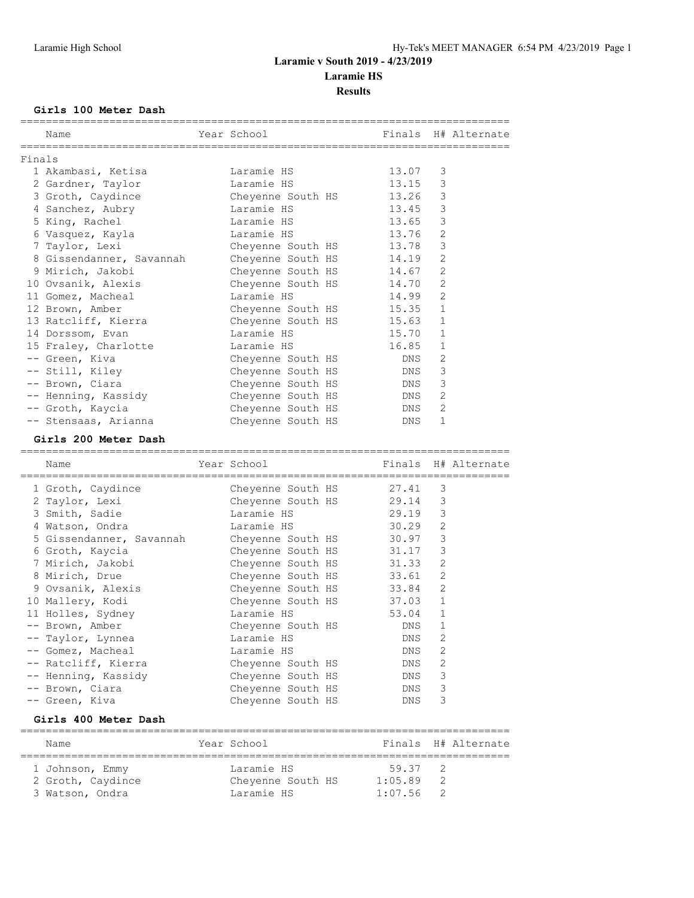Laramie High School

Hy-Tek's MEET MANAGER 6:54 PM 4/23/2019

# Laramie v South 2019 - 4/23/2019
## Laramie HS
## Results

### Girls 100 Meter Dash

Finals

| | Name | Year | School | Finals | H# | Alternate |
|---|---|---|---|---|---|---|
| 1 | Akambasi, Ketisa | | Laramie HS | 13.07 | 3 | |
| 2 | Gardner, Taylor | | Laramie HS | 13.15 | 3 | |
| 3 | Groth, Caydince | | Cheyenne South HS | 13.26 | 3 | |
| 4 | Sanchez, Aubry | | Laramie HS | 13.45 | 3 | |
| 5 | King, Rachel | | Laramie HS | 13.65 | 3 | |
| 6 | Vasquez, Kayla | | Laramie HS | 13.76 | 2 | |
| 7 | Taylor, Lexi | | Cheyenne South HS | 13.78 | 3 | |
| 8 | Gissendanner, Savannah | | Cheyenne South HS | 14.19 | 2 | |
| 9 | Mirich, Jakobi | | Cheyenne South HS | 14.67 | 2 | |
| 10 | Ovsanik, Alexis | | Cheyenne South HS | 14.70 | 2 | |
| 11 | Gomez, Macheal | | Laramie HS | 14.99 | 2 | |
| 12 | Brown, Amber | | Cheyenne South HS | 15.35 | 1 | |
| 13 | Ratcliff, Kierra | | Cheyenne South HS | 15.63 | 1 | |
| 14 | Dorssom, Evan | | Laramie HS | 15.70 | 1 | |
| 15 | Fraley, Charlotte | | Laramie HS | 16.85 | 1 | |
| -- | Green, Kiva | | Cheyenne South HS | DNS | 2 | |
| -- | Still, Kiley | | Cheyenne South HS | DNS | 3 | |
| -- | Brown, Ciara | | Cheyenne South HS | DNS | 3 | |
| -- | Henning, Kassidy | | Cheyenne South HS | DNS | 2 | |
| -- | Groth, Kaycia | | Cheyenne South HS | DNS | 2 | |
| -- | Stensaas, Arianna | | Cheyenne South HS | DNS | 1 | |

### Girls 200 Meter Dash

| | Name | Year | School | Finals | H# | Alternate |
|---|---|---|---|---|---|---|
| 1 | Groth, Caydince | | Cheyenne South HS | 27.41 | 3 | |
| 2 | Taylor, Lexi | | Cheyenne South HS | 29.14 | 3 | |
| 3 | Smith, Sadie | | Laramie HS | 29.19 | 3 | |
| 4 | Watson, Ondra | | Laramie HS | 30.29 | 2 | |
| 5 | Gissendanner, Savannah | | Cheyenne South HS | 30.97 | 3 | |
| 6 | Groth, Kaycia | | Cheyenne South HS | 31.17 | 3 | |
| 7 | Mirich, Jakobi | | Cheyenne South HS | 31.33 | 2 | |
| 8 | Mirich, Drue | | Cheyenne South HS | 33.61 | 2 | |
| 9 | Ovsanik, Alexis | | Cheyenne South HS | 33.84 | 2 | |
| 10 | Mallery, Kodi | | Cheyenne South HS | 37.03 | 1 | |
| 11 | Holles, Sydney | | Laramie HS | 53.04 | 1 | |
| -- | Brown, Amber | | Cheyenne South HS | DNS | 1 | |
| -- | Taylor, Lynnea | | Laramie HS | DNS | 2 | |
| -- | Gomez, Macheal | | Laramie HS | DNS | 2 | |
| -- | Ratcliff, Kierra | | Cheyenne South HS | DNS | 2 | |
| -- | Henning, Kassidy | | Cheyenne South HS | DNS | 3 | |
| -- | Brown, Ciara | | Cheyenne South HS | DNS | 3 | |
| -- | Green, Kiva | | Cheyenne South HS | DNS | 3 | |

### Girls 400 Meter Dash

| | Name | Year | School | Finals | H# | Alternate |
|---|---|---|---|---|---|---|
| 1 | Johnson, Emmy | | Laramie HS | 59.37 | 2 | |
| 2 | Groth, Caydince | | Cheyenne South HS | 1:05.89 | 2 | |
| 3 | Watson, Ondra | | Laramie HS | 1:07.56 | 2 | |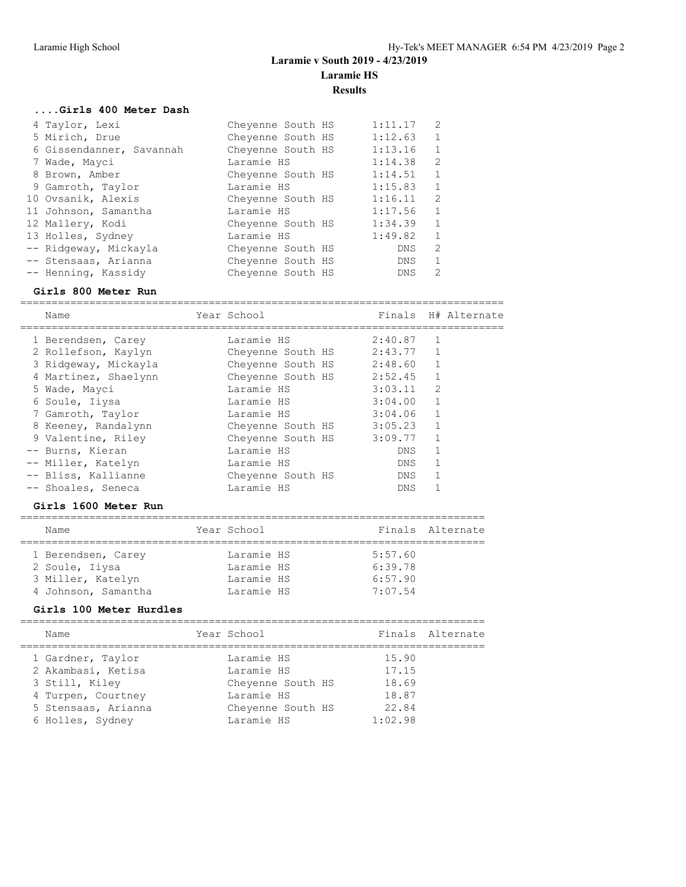# Laramie v South 2019 - 4/23/2019

## Laramie HS

## Results

### ....Girls 400 Meter Dash

| Place | Name | Year | School | Finals | H# |
|---|---|---|---|---|---|
| 4 | Taylor, Lexi | | Cheyenne South HS | 1:11.17 | 2 |
| 5 | Mirich, Drue | | Cheyenne South HS | 1:12.63 | 1 |
| 6 | Gissendanner, Savannah | | Cheyenne South HS | 1:13.16 | 1 |
| 7 | Wade, Mayci | | Laramie HS | 1:14.38 | 2 |
| 8 | Brown, Amber | | Cheyenne South HS | 1:14.51 | 1 |
| 9 | Gamroth, Taylor | | Laramie HS | 1:15.83 | 1 |
| 10 | Ovsanik, Alexis | | Cheyenne South HS | 1:16.11 | 2 |
| 11 | Johnson, Samantha | | Laramie HS | 1:17.56 | 1 |
| 12 | Mallery, Kodi | | Cheyenne South HS | 1:34.39 | 1 |
| 13 | Holles, Sydney | | Laramie HS | 1:49.82 | 1 |
| -- | Ridgeway, Mickayla | | Cheyenne South HS | DNS | 2 |
| -- | Stensaas, Arianna | | Cheyenne South HS | DNS | 1 |
| -- | Henning, Kassidy | | Cheyenne South HS | DNS | 2 |

### Girls 800 Meter Run

| Place | Name | Year | School | Finals | H# | Alternate |
|---|---|---|---|---|---|---|
| 1 | Berendsen, Carey | | Laramie HS | 2:40.87 | 1 | |
| 2 | Rollefson, Kaylyn | | Cheyenne South HS | 2:43.77 | 1 | |
| 3 | Ridgeway, Mickayla | | Cheyenne South HS | 2:48.60 | 1 | |
| 4 | Martinez, Shaelynn | | Cheyenne South HS | 2:52.45 | 1 | |
| 5 | Wade, Mayci | | Laramie HS | 3:03.11 | 2 | |
| 6 | Soule, Iiysa | | Laramie HS | 3:04.00 | 1 | |
| 7 | Gamroth, Taylor | | Laramie HS | 3:04.06 | 1 | |
| 8 | Keeney, Randalynn | | Cheyenne South HS | 3:05.23 | 1 | |
| 9 | Valentine, Riley | | Cheyenne South HS | 3:09.77 | 1 | |
| -- | Burns, Kieran | | Laramie HS | DNS | 1 | |
| -- | Miller, Katelyn | | Laramie HS | DNS | 1 | |
| -- | Bliss, Kallianne | | Cheyenne South HS | DNS | 1 | |
| -- | Shoales, Seneca | | Laramie HS | DNS | 1 | |

### Girls 1600 Meter Run

| Place | Name | Year | School | Finals | Alternate |
|---|---|---|---|---|---|
| 1 | Berendsen, Carey | | Laramie HS | 5:57.60 | |
| 2 | Soule, Iiysa | | Laramie HS | 6:39.78 | |
| 3 | Miller, Katelyn | | Laramie HS | 6:57.90 | |
| 4 | Johnson, Samantha | | Laramie HS | 7:07.54 | |

### Girls 100 Meter Hurdles

| Place | Name | Year | School | Finals | Alternate |
|---|---|---|---|---|---|
| 1 | Gardner, Taylor | | Laramie HS | 15.90 | |
| 2 | Akambasi, Ketisa | | Laramie HS | 17.15 | |
| 3 | Still, Kiley | | Cheyenne South HS | 18.69 | |
| 4 | Turpen, Courtney | | Laramie HS | 18.87 | |
| 5 | Stensaas, Arianna | | Cheyenne South HS | 22.84 | |
| 6 | Holles, Sydney | | Laramie HS | 1:02.98 | |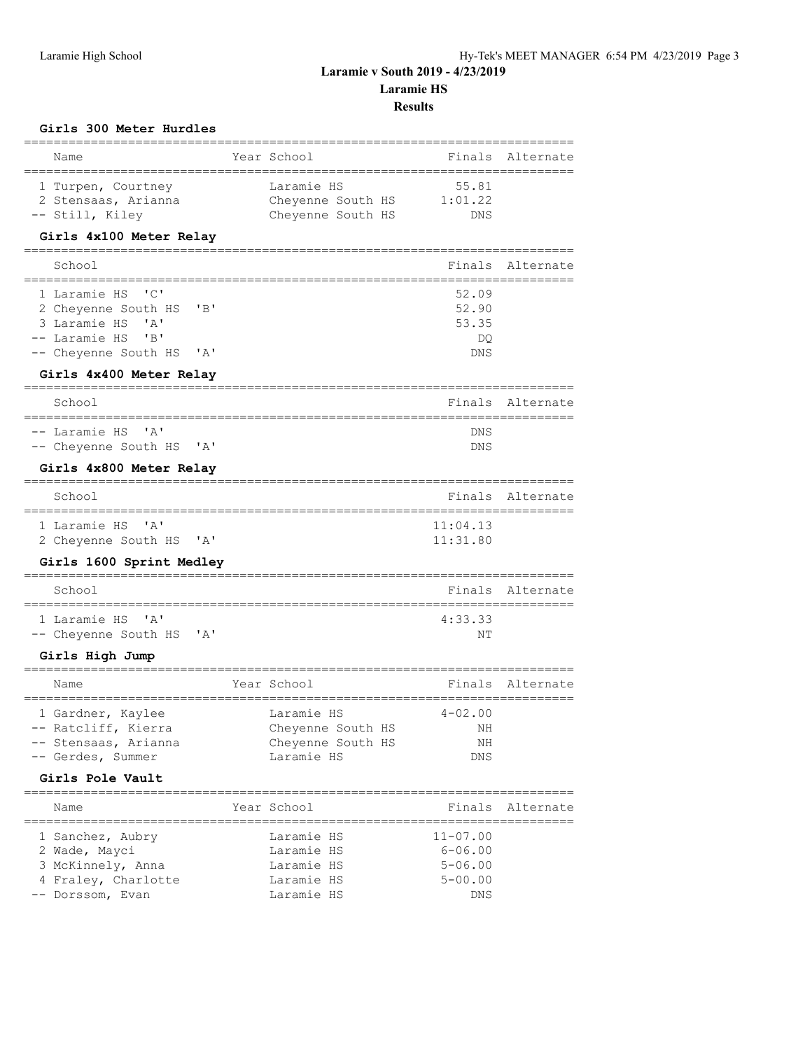# Laramie v South 2019 - 4/23/2019

## Laramie HS

## Results

### Girls 300 Meter Hurdles

| | Name | Year | School | Finals | Alternate |
|---|---|---|---|---|---|
| 1 | Turpen, Courtney | | Laramie HS | 55.81 | |
| 2 | Stensaas, Arianna | | Cheyenne South HS | 1:01.22 | |
| -- | Still, Kiley | | Cheyenne South HS | DNS | |

### Girls 4x100 Meter Relay

| | School | Finals | Alternate |
|---|---|---|---|
| 1 | Laramie HS 'C' | 52.09 | |
| 2 | Cheyenne South HS 'B' | 52.90 | |
| 3 | Laramie HS 'A' | 53.35 | |
| -- | Laramie HS 'B' | DQ | |
| -- | Cheyenne South HS 'A' | DNS | |

### Girls 4x400 Meter Relay

| | School | Finals | Alternate |
|---|---|---|---|
| -- | Laramie HS 'A' | DNS | |
| -- | Cheyenne South HS 'A' | DNS | |

### Girls 4x800 Meter Relay

| | School | Finals | Alternate |
|---|---|---|---|
| 1 | Laramie HS 'A' | 11:04.13 | |
| 2 | Cheyenne South HS 'A' | 11:31.80 | |

### Girls 1600 Sprint Medley

| | School | Finals | Alternate |
|---|---|---|---|
| 1 | Laramie HS 'A' | 4:33.33 | |
| -- | Cheyenne South HS 'A' | NT | |

### Girls High Jump

| | Name | Year | School | Finals | Alternate |
|---|---|---|---|---|---|
| 1 | Gardner, Kaylee | | Laramie HS | 4-02.00 | |
| -- | Ratcliff, Kierra | | Cheyenne South HS | NH | |
| -- | Stensaas, Arianna | | Cheyenne South HS | NH | |
| -- | Gerdes, Summer | | Laramie HS | DNS | |

### Girls Pole Vault

| | Name | Year | School | Finals | Alternate |
|---|---|---|---|---|---|
| 1 | Sanchez, Aubry | | Laramie HS | 11-07.00 | |
| 2 | Wade, Mayci | | Laramie HS | 6-06.00 | |
| 3 | McKinnely, Anna | | Laramie HS | 5-06.00 | |
| 4 | Fraley, Charlotte | | Laramie HS | 5-00.00 | |
| -- | Dorssom, Evan | | Laramie HS | DNS | |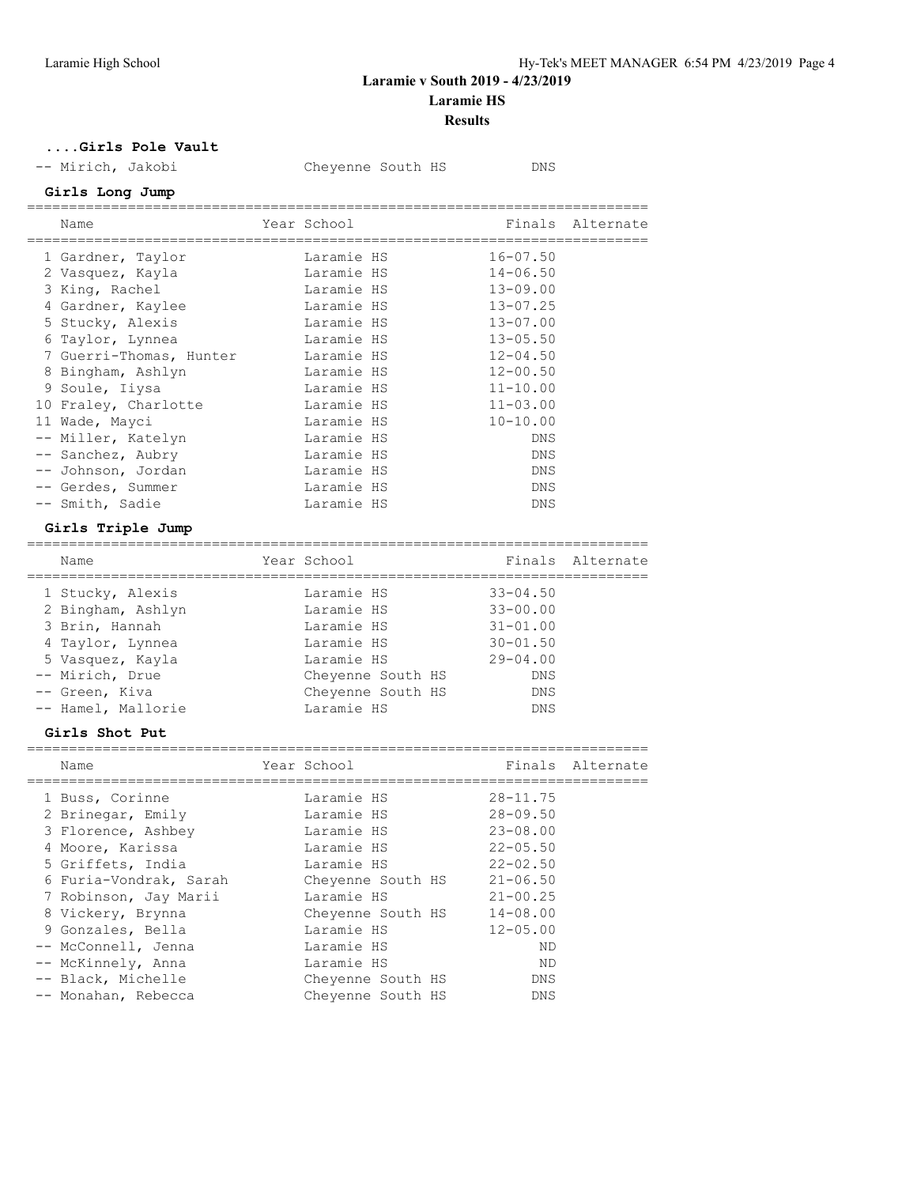# Laramie v South 2019 - 4/23/2019

## Laramie HS

## Results

### ....Girls Pole Vault

| Name | Year School | Finals |
|---|---|---|
| -- Mirich, Jakobi | Cheyenne South HS | DNS |

### Girls Long Jump

| | Name | Year School | Finals | Alternate |
|---|---|---|---|---|
| 1 | Gardner, Taylor | Laramie HS | 16-07.50 | |
| 2 | Vasquez, Kayla | Laramie HS | 14-06.50 | |
| 3 | King, Rachel | Laramie HS | 13-09.00 | |
| 4 | Gardner, Kaylee | Laramie HS | 13-07.25 | |
| 5 | Stucky, Alexis | Laramie HS | 13-07.00 | |
| 6 | Taylor, Lynnea | Laramie HS | 13-05.50 | |
| 7 | Guerri-Thomas, Hunter | Laramie HS | 12-04.50 | |
| 8 | Bingham, Ashlyn | Laramie HS | 12-00.50 | |
| 9 | Soule, Iiysa | Laramie HS | 11-10.00 | |
| 10 | Fraley, Charlotte | Laramie HS | 11-03.00 | |
| 11 | Wade, Mayci | Laramie HS | 10-10.00 | |
| -- | Miller, Katelyn | Laramie HS | DNS | |
| -- | Sanchez, Aubry | Laramie HS | DNS | |
| -- | Johnson, Jordan | Laramie HS | DNS | |
| -- | Gerdes, Summer | Laramie HS | DNS | |
| -- | Smith, Sadie | Laramie HS | DNS | |

### Girls Triple Jump

| | Name | Year School | Finals | Alternate |
|---|---|---|---|---|
| 1 | Stucky, Alexis | Laramie HS | 33-04.50 | |
| 2 | Bingham, Ashlyn | Laramie HS | 33-00.00 | |
| 3 | Brin, Hannah | Laramie HS | 31-01.00 | |
| 4 | Taylor, Lynnea | Laramie HS | 30-01.50 | |
| 5 | Vasquez, Kayla | Laramie HS | 29-04.00 | |
| -- | Mirich, Drue | Cheyenne South HS | DNS | |
| -- | Green, Kiva | Cheyenne South HS | DNS | |
| -- | Hamel, Mallorie | Laramie HS | DNS | |

### Girls Shot Put

| | Name | Year School | Finals | Alternate |
|---|---|---|---|---|
| 1 | Buss, Corinne | Laramie HS | 28-11.75 | |
| 2 | Brinegar, Emily | Laramie HS | 28-09.50 | |
| 3 | Florence, Ashbey | Laramie HS | 23-08.00 | |
| 4 | Moore, Karissa | Laramie HS | 22-05.50 | |
| 5 | Griffets, India | Laramie HS | 22-02.50 | |
| 6 | Furia-Vondrak, Sarah | Cheyenne South HS | 21-06.50 | |
| 7 | Robinson, Jay Marii | Laramie HS | 21-00.25 | |
| 8 | Vickery, Brynna | Cheyenne South HS | 14-08.00 | |
| 9 | Gonzales, Bella | Laramie HS | 12-05.00 | |
| -- | McConnell, Jenna | Laramie HS | ND | |
| -- | McKinnely, Anna | Laramie HS | ND | |
| -- | Black, Michelle | Cheyenne South HS | DNS | |
| -- | Monahan, Rebecca | Cheyenne South HS | DNS | |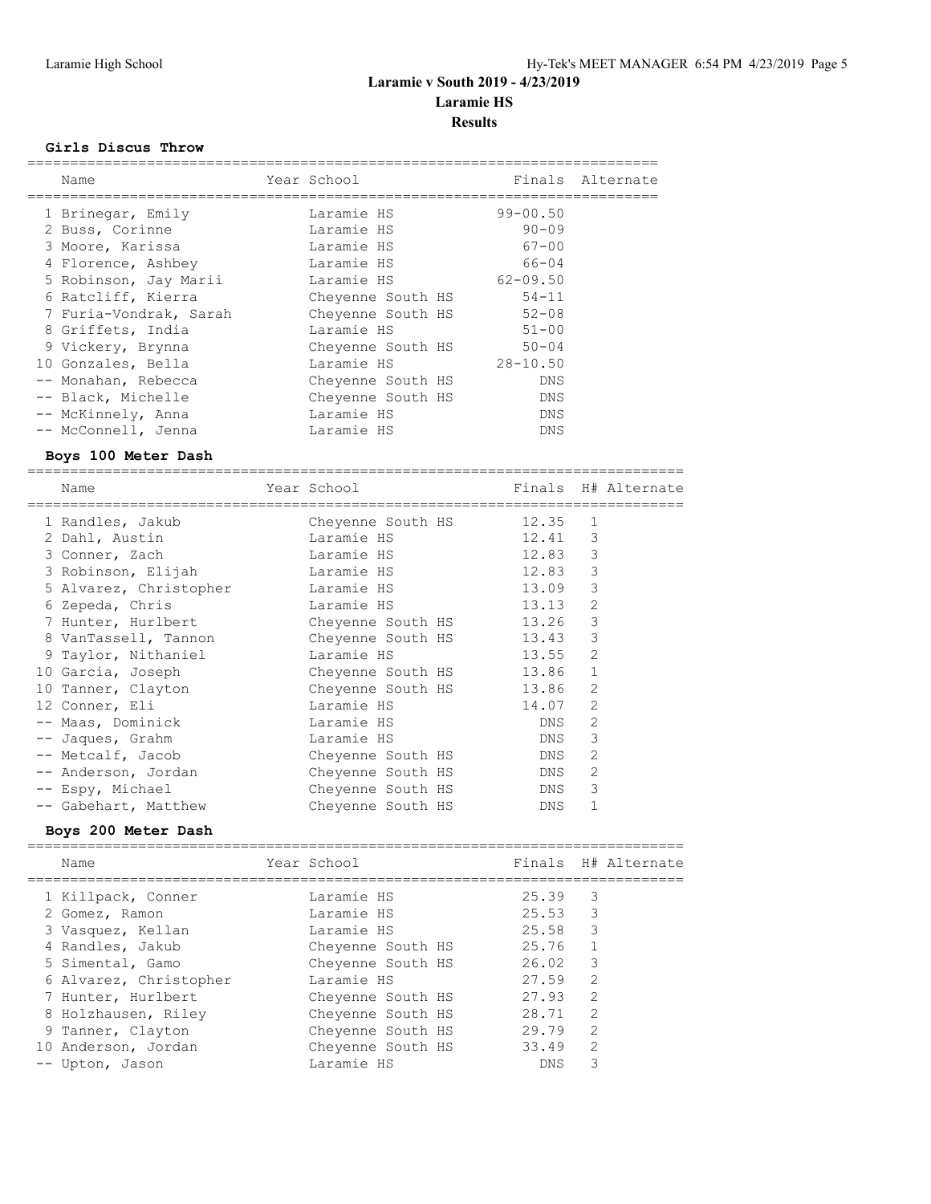# Laramie v South 2019 - 4/23/2019
## Laramie HS
### Results

#### Girls Discus Throw

| | Name | Year | School | Finals | Alternate |
|---|---|---|---|---|---|
| 1 | Brinegar, Emily | | Laramie HS | 99-00.50 | |
| 2 | Buss, Corinne | | Laramie HS | 90-09 | |
| 3 | Moore, Karissa | | Laramie HS | 67-00 | |
| 4 | Florence, Ashbey | | Laramie HS | 66-04 | |
| 5 | Robinson, Jay Marii | | Laramie HS | 62-09.50 | |
| 6 | Ratcliff, Kierra | | Cheyenne South HS | 54-11 | |
| 7 | Furia-Vondrak, Sarah | | Cheyenne South HS | 52-08 | |
| 8 | Griffets, India | | Laramie HS | 51-00 | |
| 9 | Vickery, Brynna | | Cheyenne South HS | 50-04 | |
| 10 | Gonzales, Bella | | Laramie HS | 28-10.50 | |
| -- | Monahan, Rebecca | | Cheyenne South HS | DNS | |
| -- | Black, Michelle | | Cheyenne South HS | DNS | |
| -- | McKinnely, Anna | | Laramie HS | DNS | |
| -- | McConnell, Jenna | | Laramie HS | DNS | |

#### Boys 100 Meter Dash

| | Name | Year | School | Finals | H# | Alternate |
|---|---|---|---|---|---|---|
| 1 | Randles, Jakub | | Cheyenne South HS | 12.35 | 1 | |
| 2 | Dahl, Austin | | Laramie HS | 12.41 | 3 | |
| 3 | Conner, Zach | | Laramie HS | 12.83 | 3 | |
| 3 | Robinson, Elijah | | Laramie HS | 12.83 | 3 | |
| 5 | Alvarez, Christopher | | Laramie HS | 13.09 | 3 | |
| 6 | Zepeda, Chris | | Laramie HS | 13.13 | 2 | |
| 7 | Hunter, Hurlbert | | Cheyenne South HS | 13.26 | 3 | |
| 8 | VanTassell, Tannon | | Cheyenne South HS | 13.43 | 3 | |
| 9 | Taylor, Nithaniel | | Laramie HS | 13.55 | 2 | |
| 10 | Garcia, Joseph | | Cheyenne South HS | 13.86 | 1 | |
| 10 | Tanner, Clayton | | Cheyenne South HS | 13.86 | 2 | |
| 12 | Conner, Eli | | Laramie HS | 14.07 | 2 | |
| -- | Maas, Dominick | | Laramie HS | DNS | 2 | |
| -- | Jaques, Grahm | | Laramie HS | DNS | 3 | |
| -- | Metcalf, Jacob | | Cheyenne South HS | DNS | 2 | |
| -- | Anderson, Jordan | | Cheyenne South HS | DNS | 2 | |
| -- | Espy, Michael | | Cheyenne South HS | DNS | 3 | |
| -- | Gabehart, Matthew | | Cheyenne South HS | DNS | 1 | |

#### Boys 200 Meter Dash

| | Name | Year | School | Finals | H# | Alternate |
|---|---|---|---|---|---|---|
| 1 | Killpack, Conner | | Laramie HS | 25.39 | 3 | |
| 2 | Gomez, Ramon | | Laramie HS | 25.53 | 3 | |
| 3 | Vasquez, Kellan | | Laramie HS | 25.58 | 3 | |
| 4 | Randles, Jakub | | Cheyenne South HS | 25.76 | 1 | |
| 5 | Simental, Gamo | | Cheyenne South HS | 26.02 | 3 | |
| 6 | Alvarez, Christopher | | Laramie HS | 27.59 | 2 | |
| 7 | Hunter, Hurlbert | | Cheyenne South HS | 27.93 | 2 | |
| 8 | Holzhausen, Riley | | Cheyenne South HS | 28.71 | 2 | |
| 9 | Tanner, Clayton | | Cheyenne South HS | 29.79 | 2 | |
| 10 | Anderson, Jordan | | Cheyenne South HS | 33.49 | 2 | |
| -- | Upton, Jason | | Laramie HS | DNS | 3 | |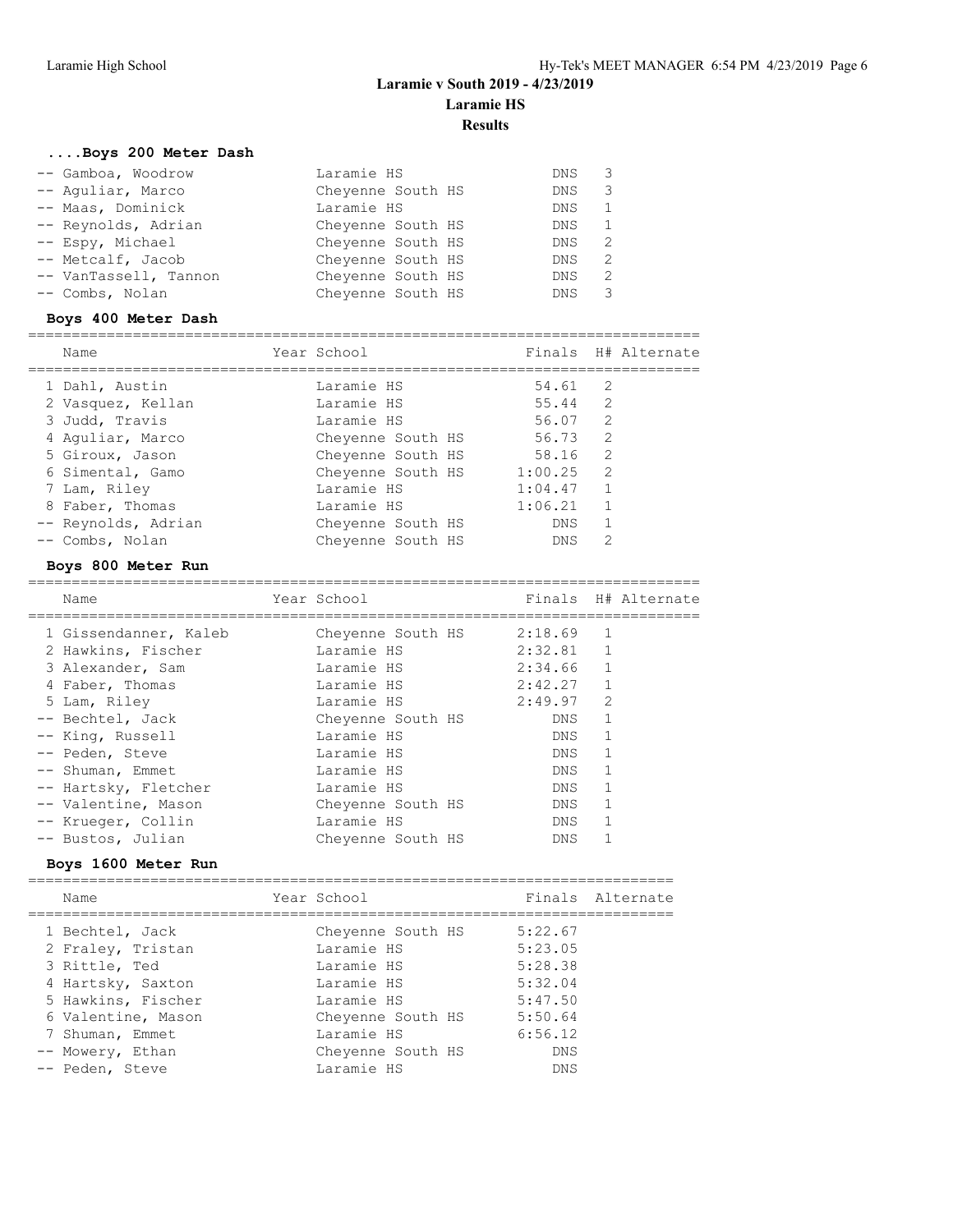## Laramie v South 2019 - 4/23/2019

## Laramie HS

## Results

### ....Boys 200 Meter Dash

| Name | Year | School | Finals | H# |
|---|---|---|---|---|
| -- Gamboa, Woodrow | | Laramie HS | DNS | 3 |
| -- Aguliar, Marco | | Cheyenne South HS | DNS | 3 |
| -- Maas, Dominick | | Laramie HS | DNS | 1 |
| -- Reynolds, Adrian | | Cheyenne South HS | DNS | 1 |
| -- Espy, Michael | | Cheyenne South HS | DNS | 2 |
| -- Metcalf, Jacob | | Cheyenne South HS | DNS | 2 |
| -- VanTassell, Tannon | | Cheyenne South HS | DNS | 2 |
| -- Combs, Nolan | | Cheyenne South HS | DNS | 3 |

### Boys 400 Meter Dash

| Name | Year | School | Finals | H# | Alternate |
|---|---|---|---|---|---|
| 1 Dahl, Austin | | Laramie HS | 54.61 | 2 | |
| 2 Vasquez, Kellan | | Laramie HS | 55.44 | 2 | |
| 3 Judd, Travis | | Laramie HS | 56.07 | 2 | |
| 4 Aguliar, Marco | | Cheyenne South HS | 56.73 | 2 | |
| 5 Giroux, Jason | | Cheyenne South HS | 58.16 | 2 | |
| 6 Simental, Gamo | | Cheyenne South HS | 1:00.25 | 2 | |
| 7 Lam, Riley | | Laramie HS | 1:04.47 | 1 | |
| 8 Faber, Thomas | | Laramie HS | 1:06.21 | 1 | |
| -- Reynolds, Adrian | | Cheyenne South HS | DNS | 1 | |
| -- Combs, Nolan | | Cheyenne South HS | DNS | 2 | |

### Boys 800 Meter Run

| Name | Year | School | Finals | H# | Alternate |
|---|---|---|---|---|---|
| 1 Gissendanner, Kaleb | | Cheyenne South HS | 2:18.69 | 1 | |
| 2 Hawkins, Fischer | | Laramie HS | 2:32.81 | 1 | |
| 3 Alexander, Sam | | Laramie HS | 2:34.66 | 1 | |
| 4 Faber, Thomas | | Laramie HS | 2:42.27 | 1 | |
| 5 Lam, Riley | | Laramie HS | 2:49.97 | 2 | |
| -- Bechtel, Jack | | Cheyenne South HS | DNS | 1 | |
| -- King, Russell | | Laramie HS | DNS | 1 | |
| -- Peden, Steve | | Laramie HS | DNS | 1 | |
| -- Shuman, Emmet | | Laramie HS | DNS | 1 | |
| -- Hartsky, Fletcher | | Laramie HS | DNS | 1 | |
| -- Valentine, Mason | | Cheyenne South HS | DNS | 1 | |
| -- Krueger, Collin | | Laramie HS | DNS | 1 | |
| -- Bustos, Julian | | Cheyenne South HS | DNS | 1 | |

### Boys 1600 Meter Run

| Name | Year | School | Finals | Alternate |
|---|---|---|---|---|
| 1 Bechtel, Jack | | Cheyenne South HS | 5:22.67 | |
| 2 Fraley, Tristan | | Laramie HS | 5:23.05 | |
| 3 Rittle, Ted | | Laramie HS | 5:28.38 | |
| 4 Hartsky, Saxton | | Laramie HS | 5:32.04 | |
| 5 Hawkins, Fischer | | Laramie HS | 5:47.50 | |
| 6 Valentine, Mason | | Cheyenne South HS | 5:50.64 | |
| 7 Shuman, Emmet | | Laramie HS | 6:56.12 | |
| -- Mowery, Ethan | | Cheyenne South HS | DNS | |
| -- Peden, Steve | | Laramie HS | DNS | |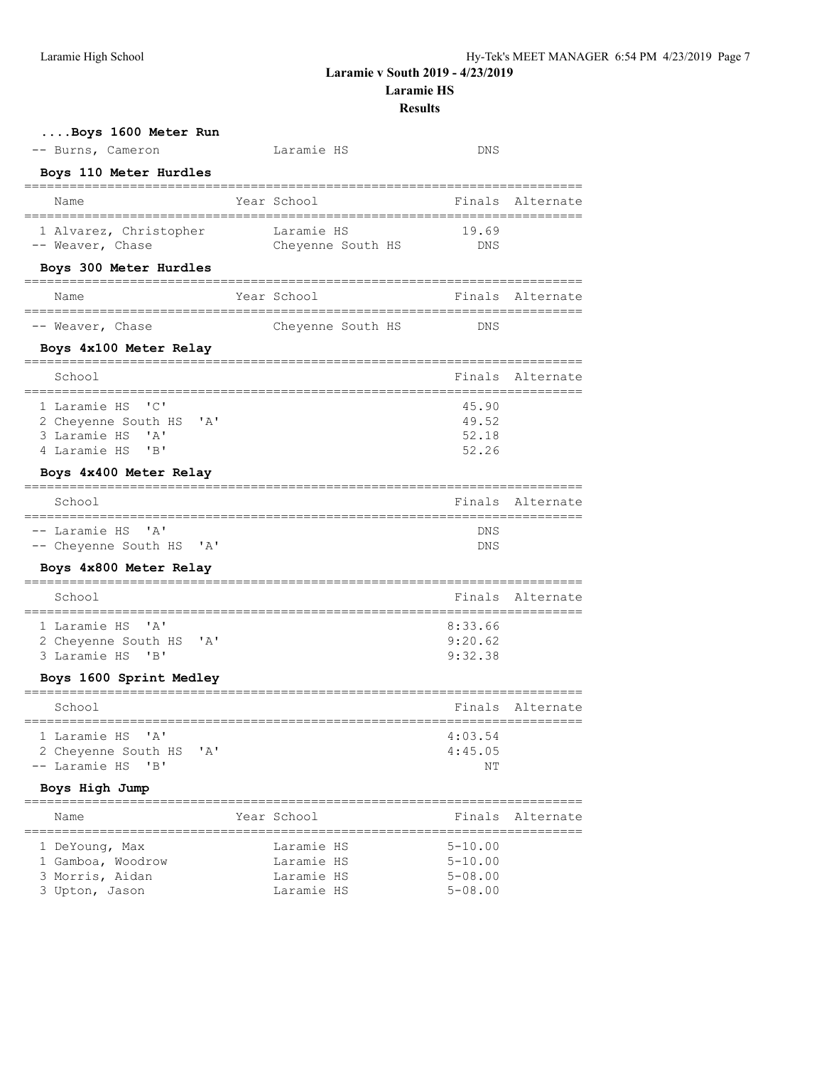## Laramie v South 2019 - 4/23/2019

### Laramie HS

### Results

**....Boys 1600 Meter Run**

| | Name | Year | School | Finals | Alternate |
|---|---|---|---|---|---|
| -- | Burns, Cameron | | Laramie HS | DNS | |

**Boys 110 Meter Hurdles**

| | Name | Year | School | Finals | Alternate |
|---|---|---|---|---|---|
| 1 | Alvarez, Christopher | | Laramie HS | 19.69 | |
| -- | Weaver, Chase | | Cheyenne South HS | DNS | |

**Boys 300 Meter Hurdles**

| | Name | Year | School | Finals | Alternate |
|---|---|---|---|---|---|
| -- | Weaver, Chase | | Cheyenne South HS | DNS | |

**Boys 4x100 Meter Relay**

| | School | Finals | Alternate |
|---|---|---|---|
| 1 | Laramie HS 'C' | 45.90 | |
| 2 | Cheyenne South HS 'A' | 49.52 | |
| 3 | Laramie HS 'A' | 52.18 | |
| 4 | Laramie HS 'B' | 52.26 | |

**Boys 4x400 Meter Relay**

| | School | Finals | Alternate |
|---|---|---|---|
| -- | Laramie HS 'A' | DNS | |
| -- | Cheyenne South HS 'A' | DNS | |

**Boys 4x800 Meter Relay**

| | School | Finals | Alternate |
|---|---|---|---|
| 1 | Laramie HS 'A' | 8:33.66 | |
| 2 | Cheyenne South HS 'A' | 9:20.62 | |
| 3 | Laramie HS 'B' | 9:32.38 | |

**Boys 1600 Sprint Medley**

| | School | Finals | Alternate |
|---|---|---|---|
| 1 | Laramie HS 'A' | 4:03.54 | |
| 2 | Cheyenne South HS 'A' | 4:45.05 | |
| -- | Laramie HS 'B' | NT | |

**Boys High Jump**

| | Name | Year | School | Finals | Alternate |
|---|---|---|---|---|---|
| 1 | DeYoung, Max | | Laramie HS | 5-10.00 | |
| 1 | Gamboa, Woodrow | | Laramie HS | 5-10.00 | |
| 3 | Morris, Aidan | | Laramie HS | 5-08.00 | |
| 3 | Upton, Jason | | Laramie HS | 5-08.00 | |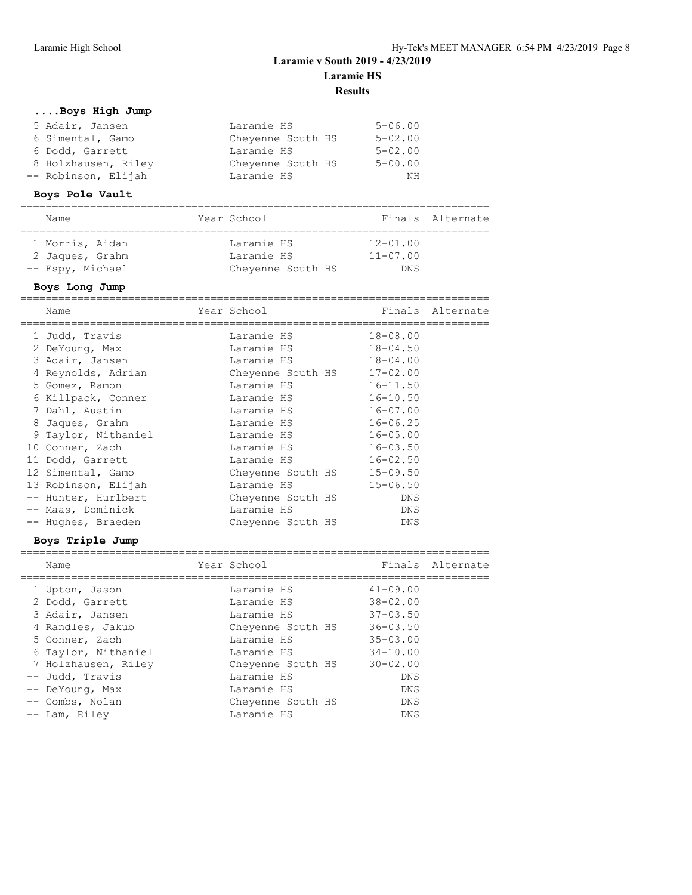## Laramie v South 2019 - 4/23/2019

**Laramie HS**

**Results**

### ....Boys High Jump

| Place | Name | Year | School | Finals |
|---|---|---|---|---|
| 5 | Adair, Jansen | | Laramie HS | 5-06.00 |
| 6 | Simental, Gamo | | Cheyenne South HS | 5-02.00 |
| 6 | Dodd, Garrett | | Laramie HS | 5-02.00 |
| 8 | Holzhausen, Riley | | Cheyenne South HS | 5-00.00 |
| -- | Robinson, Elijah | | Laramie HS | NH |

### Boys Pole Vault

| Place | Name | Year | School | Finals | Alternate |
|---|---|---|---|---|---|
| 1 | Morris, Aidan | | Laramie HS | 12-01.00 | |
| 2 | Jaques, Grahm | | Laramie HS | 11-07.00 | |
| -- | Espy, Michael | | Cheyenne South HS | DNS | |

### Boys Long Jump

| Place | Name | Year | School | Finals | Alternate |
|---|---|---|---|---|---|
| 1 | Judd, Travis | | Laramie HS | 18-08.00 | |
| 2 | DeYoung, Max | | Laramie HS | 18-04.50 | |
| 3 | Adair, Jansen | | Laramie HS | 18-04.00 | |
| 4 | Reynolds, Adrian | | Cheyenne South HS | 17-02.00 | |
| 5 | Gomez, Ramon | | Laramie HS | 16-11.50 | |
| 6 | Killpack, Conner | | Laramie HS | 16-10.50 | |
| 7 | Dahl, Austin | | Laramie HS | 16-07.00 | |
| 8 | Jaques, Grahm | | Laramie HS | 16-06.25 | |
| 9 | Taylor, Nithaniel | | Laramie HS | 16-05.00 | |
| 10 | Conner, Zach | | Laramie HS | 16-03.50 | |
| 11 | Dodd, Garrett | | Laramie HS | 16-02.50 | |
| 12 | Simental, Gamo | | Cheyenne South HS | 15-09.50 | |
| 13 | Robinson, Elijah | | Laramie HS | 15-06.50 | |
| -- | Hunter, Hurlbert | | Cheyenne South HS | DNS | |
| -- | Maas, Dominick | | Laramie HS | DNS | |
| -- | Hughes, Braeden | | Cheyenne South HS | DNS | |

### Boys Triple Jump

| Place | Name | Year | School | Finals | Alternate |
|---|---|---|---|---|---|
| 1 | Upton, Jason | | Laramie HS | 41-09.00 | |
| 2 | Dodd, Garrett | | Laramie HS | 38-02.00 | |
| 3 | Adair, Jansen | | Laramie HS | 37-03.50 | |
| 4 | Randles, Jakub | | Cheyenne South HS | 36-03.50 | |
| 5 | Conner, Zach | | Laramie HS | 35-03.00 | |
| 6 | Taylor, Nithaniel | | Laramie HS | 34-10.00 | |
| 7 | Holzhausen, Riley | | Cheyenne South HS | 30-02.00 | |
| -- | Judd, Travis | | Laramie HS | DNS | |
| -- | DeYoung, Max | | Laramie HS | DNS | |
| -- | Combs, Nolan | | Cheyenne South HS | DNS | |
| -- | Lam, Riley | | Laramie HS | DNS | |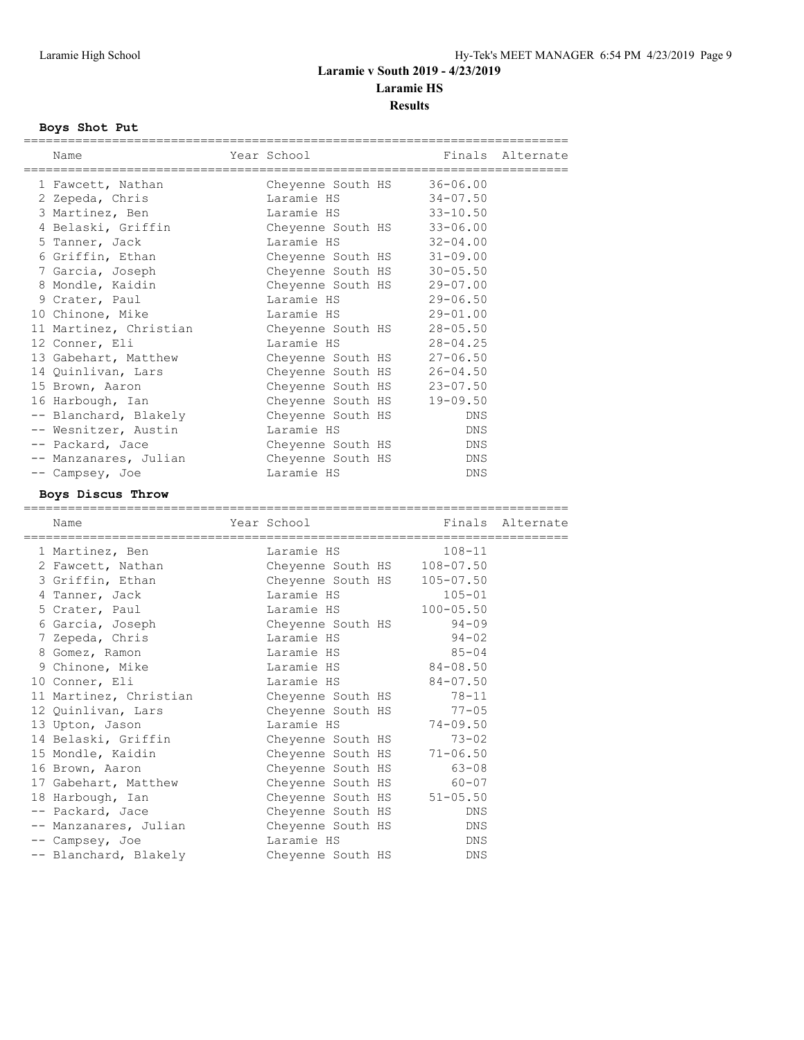# Laramie v South 2019 - 4/23/2019

## Laramie HS

## Results

### Boys Shot Put

| | Name | Year | School | Finals | Alternate |
|---|---|---|---|---|---|
| 1 | Fawcett, Nathan | | Cheyenne South HS | 36-06.00 | |
| 2 | Zepeda, Chris | | Laramie HS | 34-07.50 | |
| 3 | Martinez, Ben | | Laramie HS | 33-10.50 | |
| 4 | Belaski, Griffin | | Cheyenne South HS | 33-06.00 | |
| 5 | Tanner, Jack | | Laramie HS | 32-04.00 | |
| 6 | Griffin, Ethan | | Cheyenne South HS | 31-09.00 | |
| 7 | Garcia, Joseph | | Cheyenne South HS | 30-05.50 | |
| 8 | Mondle, Kaidin | | Cheyenne South HS | 29-07.00 | |
| 9 | Crater, Paul | | Laramie HS | 29-06.50 | |
| 10 | Chinone, Mike | | Laramie HS | 29-01.00 | |
| 11 | Martinez, Christian | | Cheyenne South HS | 28-05.50 | |
| 12 | Conner, Eli | | Laramie HS | 28-04.25 | |
| 13 | Gabehart, Matthew | | Cheyenne South HS | 27-06.50 | |
| 14 | Quinlivan, Lars | | Cheyenne South HS | 26-04.50 | |
| 15 | Brown, Aaron | | Cheyenne South HS | 23-07.50 | |
| 16 | Harbough, Ian | | Cheyenne South HS | 19-09.50 | |
| -- | Blanchard, Blakely | | Cheyenne South HS | DNS | |
| -- | Wesnitzer, Austin | | Laramie HS | DNS | |
| -- | Packard, Jace | | Cheyenne South HS | DNS | |
| -- | Manzanares, Julian | | Cheyenne South HS | DNS | |
| -- | Campsey, Joe | | Laramie HS | DNS | |

### Boys Discus Throw

| | Name | Year | School | Finals | Alternate |
|---|---|---|---|---|---|
| 1 | Martinez, Ben | | Laramie HS | 108-11 | |
| 2 | Fawcett, Nathan | | Cheyenne South HS | 108-07.50 | |
| 3 | Griffin, Ethan | | Cheyenne South HS | 105-07.50 | |
| 4 | Tanner, Jack | | Laramie HS | 105-01 | |
| 5 | Crater, Paul | | Laramie HS | 100-05.50 | |
| 6 | Garcia, Joseph | | Cheyenne South HS | 94-09 | |
| 7 | Zepeda, Chris | | Laramie HS | 94-02 | |
| 8 | Gomez, Ramon | | Laramie HS | 85-04 | |
| 9 | Chinone, Mike | | Laramie HS | 84-08.50 | |
| 10 | Conner, Eli | | Laramie HS | 84-07.50 | |
| 11 | Martinez, Christian | | Cheyenne South HS | 78-11 | |
| 12 | Quinlivan, Lars | | Cheyenne South HS | 77-05 | |
| 13 | Upton, Jason | | Laramie HS | 74-09.50 | |
| 14 | Belaski, Griffin | | Cheyenne South HS | 73-02 | |
| 15 | Mondle, Kaidin | | Cheyenne South HS | 71-06.50 | |
| 16 | Brown, Aaron | | Cheyenne South HS | 63-08 | |
| 17 | Gabehart, Matthew | | Cheyenne South HS | 60-07 | |
| 18 | Harbough, Ian | | Cheyenne South HS | 51-05.50 | |
| -- | Packard, Jace | | Cheyenne South HS | DNS | |
| -- | Manzanares, Julian | | Cheyenne South HS | DNS | |
| -- | Campsey, Joe | | Laramie HS | DNS | |
| -- | Blanchard, Blakely | | Cheyenne South HS | DNS | |